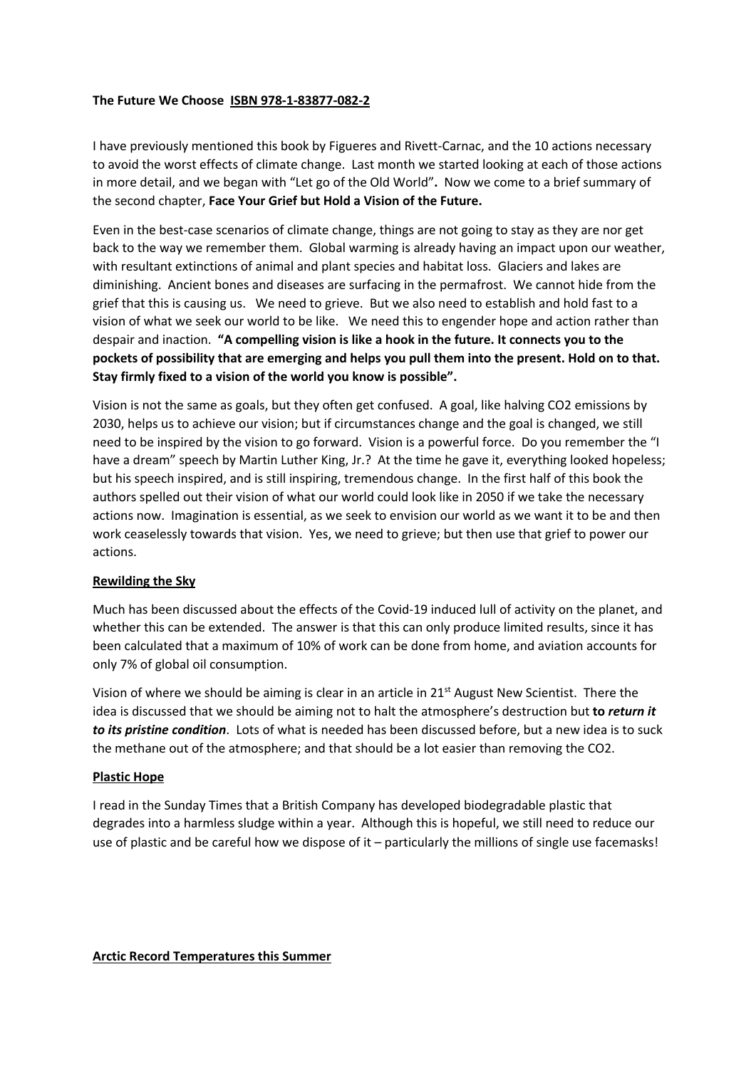**The Future We Choose** **ISBN 978-1-83877-082-2**

I have previously mentioned this book by Figueres and Rivett-Carnac, and the 10 actions necessary to avoid the worst effects of climate change. Last month we started looking at each of those actions in more detail, and we began with "Let go of the Old World"**.** Now we come to a brief summary of the second chapter, **Face Your Grief but Hold a Vision of the Future.**

Even in the best-case scenarios of climate change, things are not going to stay as they are nor get back to the way we remember them. Global warming is already having an impact upon our weather, with resultant extinctions of animal and plant species and habitat loss. Glaciers and lakes are diminishing. Ancient bones and diseases are surfacing in the permafrost. We cannot hide from the grief that this is causing us. We need to grieve. But we also need to establish and hold fast to a vision of what we seek our world to be like. We need this to engender hope and action rather than despair and inaction. **"A compelling vision is like a hook in the future. It connects you to the pockets of possibility that are emerging and helps you pull them into the present. Hold on to that. Stay firmly fixed to a vision of the world you know is possible".**

Vision is not the same as goals, but they often get confused. A goal, like halving $CO_2$ emissions by 2030, helps us to achieve our vision; but if circumstances change and the goal is changed, we still need to be inspired by the vision to go forward. Vision is a powerful force. Do you remember the "I have a dream" speech by Martin Luther King, Jr.? At the time he gave it, everything looked hopeless; but his speech inspired, and is still inspiring, tremendous change. In the first half of this book the authors spelled out their vision of what our world could look like in 2050 if we take the necessary actions now. Imagination is essential, as we seek to envision our world as we want it to be and then work ceaselessly towards that vision. Yes, we need to grieve; but then use that grief to power our actions.

**Rewilding the Sky**

Much has been discussed about the effects of the Covid-19 induced lull of activity on the planet, and whether this can be extended. The answer is that this can only produce limited results, since it has been calculated that a maximum of 10% of work can be done from home, and aviation accounts for only 7% of global oil consumption.

Vision of where we should be aiming is clear in an article in 21st August New Scientist. There the idea is discussed that we should be aiming not to halt the atmosphere's destruction but **to *return it to its pristine condition***. Lots of what is needed has been discussed before, but a new idea is to suck the methane out of the atmosphere; and that should be a lot easier than removing the $CO_2$.

**Plastic Hope**

I read in the Sunday Times that a British Company has developed biodegradable plastic that degrades into a harmless sludge within a year. Although this is hopeful, we still need to reduce our use of plastic and be careful how we dispose of it – particularly the millions of single use facemasks!

**Arctic Record Temperatures this Summer**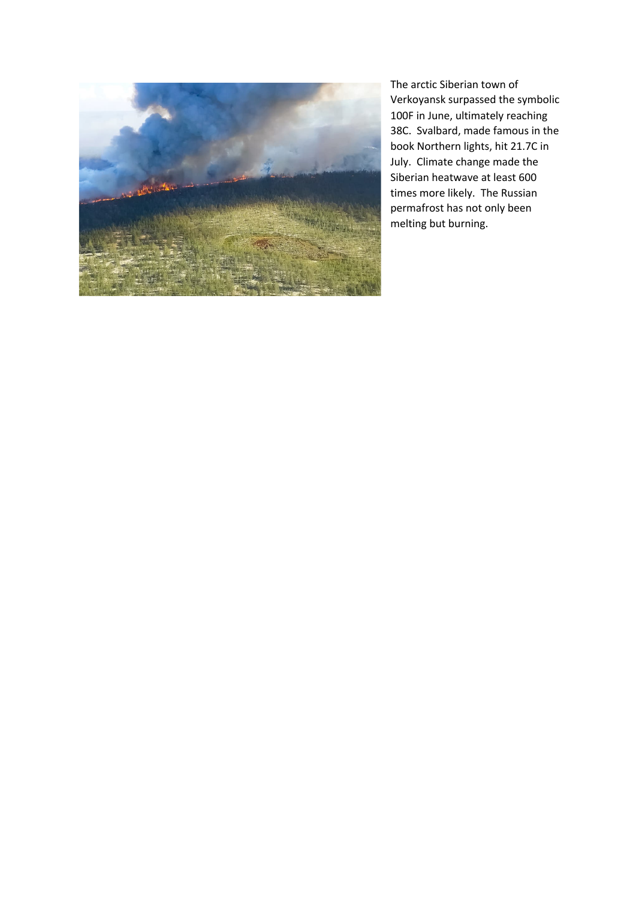The arctic Siberian town of Verkoyansk surpassed the symbolic 100F in June, ultimately reaching 38C. Svalbard, made famous in the book Northern lights, hit 21.7C in July. Climate change made the Siberian heatwave at least 600 times more likely. The Russian permafrost has not only been melting but burning.